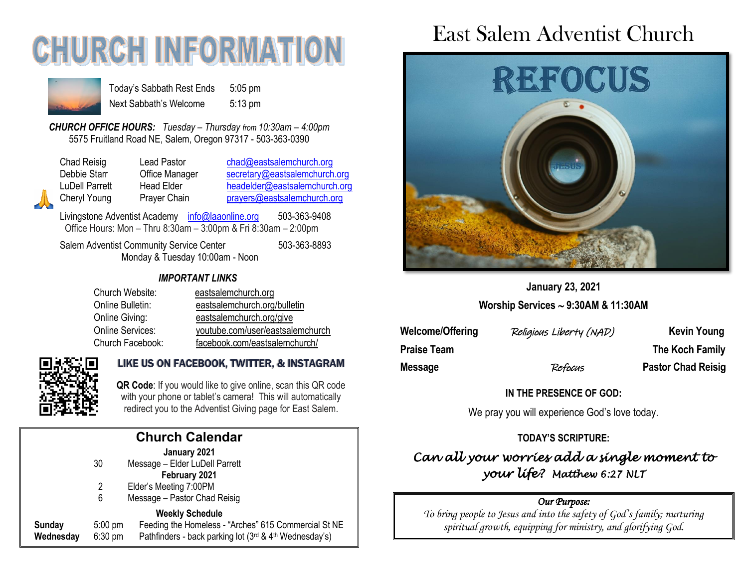# CHURCH INFORMATION

Today's Sabbath Rest Ends 5:05 pm
Next Sabbath's Welcome 5:13 pm

***CHURCH OFFICE HOURS:*** *Tuesday – Thursday from 10:30am – 4:00pm*
5575 Fruitland Road NE, Salem, Oregon 97317 - 503-363-0390

| | | |
|---|---|---|
| Chad Reisig | Lead Pastor | chad@eastsalemchurch.org |
| Debbie Starr | Office Manager | secretary@eastsalemchurch.org |
| LuDell Parrett | Head Elder | headelder@eastsalemchurch.org |
| Cheryl Young | Prayer Chain | prayers@eastsalemchurch.org |

Livingstone Adventist Academy info@laaonline.org 503-363-9408
Office Hours: Mon – Thru 8:30am – 3:00pm & Fri 8:30am – 2:00pm

Salem Adventist Community Service Center 503-363-8893
Monday & Tuesday 10:00am - Noon

***IMPORTANT LINKS***

| | |
|---|---|
| Church Website: | eastsalemchurch.org |
| Online Bulletin: | eastsalemchurch.org/bulletin |
| Online Giving: | eastsalemchurch.org/give |
| Online Services: | youtube.com/user/eastsalemchurch |
| Church Facebook: | facebook.com/eastsalemchurch/ |

**LIKE US ON FACEBOOK, TWITTER, & INSTAGRAM**

**QR Code**: If you would like to give online, scan this QR code with your phone or tablet's camera! This will automatically redirect you to the Adventist Giving page for East Salem.

## Church Calendar

**January 2021**

30 Message – Elder LuDell Parrett

**February 2021**

2 Elder's Meeting 7:00PM
6 Message – Pastor Chad Reisig

**Weekly Schedule**

| | | |
|---|---|---|
| **Sunday** | 5:00 pm | Feeding the Homeless - "Arches" 615 Commercial St NE |
| **Wednesday** | 6:30 pm | Pathfinders - back parking lot (3rd & 4th Wednesday's) |

# East Salem Adventist Church

REFOCUS

**January 23, 2021**

**Worship Services ~ 9:30AM & 11:30AM**

| | | |
|---|---|---|
| **Welcome/Offering** | *Religious Liberty (NAD)* | **Kevin Young** |
| **Praise Team** | | **The Koch Family** |
| **Message** | *Refocus* | **Pastor Chad Reisig** |

**IN THE PRESENCE OF GOD:**

We pray you will experience God's love today.

**TODAY'S SCRIPTURE:**

*Can all your worries add a single moment to your life? Matthew 6:27 NLT*

***Our Purpose:***
*To bring people to Jesus and into the safety of God's family; nurturing spiritual growth, equipping for ministry, and glorifying God.*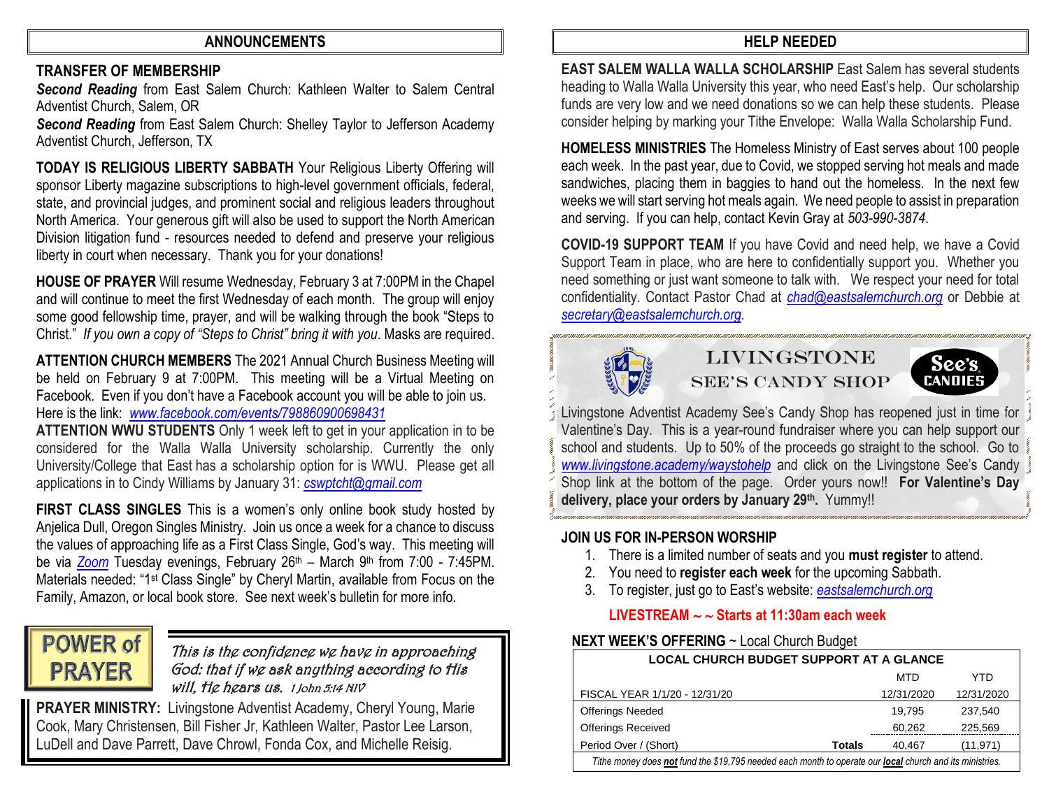## ANNOUNCEMENTS

### TRANSFER OF MEMBERSHIP

***Second Reading*** from East Salem Church: Kathleen Walter to Salem Central Adventist Church, Salem, OR

***Second Reading*** from East Salem Church: Shelley Taylor to Jefferson Academy Adventist Church, Jefferson, TX

**TODAY IS RELIGIOUS LIBERTY SABBATH** Your Religious Liberty Offering will sponsor Liberty magazine subscriptions to high-level government officials, federal, state, and provincial judges, and prominent social and religious leaders throughout North America. Your generous gift will also be used to support the North American Division litigation fund - resources needed to defend and preserve your religious liberty in court when necessary. Thank you for your donations!

**HOUSE OF PRAYER** Will resume Wednesday, February 3 at 7:00PM in the Chapel and will continue to meet the first Wednesday of each month. The group will enjoy some good fellowship time, prayer, and will be walking through the book "Steps to Christ." *If you own a copy of "Steps to Christ" bring it with you*. Masks are required.

**ATTENTION CHURCH MEMBERS** The 2021 Annual Church Business Meeting will be held on February 9 at 7:00PM. This meeting will be a Virtual Meeting on Facebook. Even if you don't have a Facebook account you will be able to join us. Here is the link: *www.facebook.com/events/798860900698431*

**ATTENTION WWU STUDENTS** Only 1 week left to get in your application in to be considered for the Walla Walla University scholarship. Currently the only University/College that East has a scholarship option for is WWU. Please get all applications in to Cindy Williams by January 31: *cswptcht@gmail.com*

**FIRST CLASS SINGLES** This is a women's only online book study hosted by Anjelica Dull, Oregon Singles Ministry. Join us once a week for a chance to discuss the values of approaching life as a First Class Single, God's way. This meeting will be via *Zoom* Tuesday evenings, February 26th – March 9th from 7:00 - 7:45PM. Materials needed: "1st Class Single" by Cheryl Martin, available from Focus on the Family, Amazon, or local book store. See next week's bulletin for more info.

**POWER of PRAYER**

*This is the confidence we have in approaching God: that if we ask anything according to His will, He hears us. 1 John 5:14 NIV*

**PRAYER MINISTRY:** Livingstone Adventist Academy, Cheryl Young, Marie Cook, Mary Christensen, Bill Fisher Jr, Kathleen Walter, Pastor Lee Larson, LuDell and Dave Parrett, Dave Chrowl, Fonda Cox, and Michelle Reisig.

## HELP NEEDED

**EAST SALEM WALLA WALLA SCHOLARSHIP** East Salem has several students heading to Walla Walla University this year, who need East's help. Our scholarship funds are very low and we need donations so we can help these students. Please consider helping by marking your Tithe Envelope: Walla Walla Scholarship Fund.

**HOMELESS MINISTRIES** The Homeless Ministry of East serves about 100 people each week. In the past year, due to Covid, we stopped serving hot meals and made sandwiches, placing them in baggies to hand out the homeless. In the next few weeks we will start serving hot meals again. We need people to assist in preparation and serving. If you can help, contact Kevin Gray at *503-990-3874.*

**COVID-19 SUPPORT TEAM** If you have Covid and need help, we have a Covid Support Team in place, who are here to confidentially support you. Whether you need something or just want someone to talk with. We respect your need for total confidentiality. Contact Pastor Chad at *chad@eastsalemchurch.org* or Debbie at *secretary@eastsalemchurch.org*.

**LIVINGSTONE SEE'S CANDY SHOP**

Livingstone Adventist Academy See's Candy Shop has reopened just in time for Valentine's Day. This is a year-round fundraiser where you can help support our school and students. Up to 50% of the proceeds go straight to the school. Go to *www.livingstone.academy/waystohelp* and click on the Livingstone See's Candy Shop link at the bottom of the page. Order yours now!! **For Valentine's Day delivery, place your orders by January 29th.** Yummy!!

### JOIN US FOR IN-PERSON WORSHIP

1. There is a limited number of seats and you **must register** to attend.
2. You need to **register each week** for the upcoming Sabbath.
3. To register, just go to East's website: *eastsalemchurch.org*

**LIVESTREAM ~ ~ Starts at 11:30am each week**

**NEXT WEEK'S OFFERING** ~ Local Church Budget

| LOCAL CHURCH BUDGET SUPPORT AT A GLANCE | | | |
|---|---|---|---|
| | | MTD | YTD |
| FISCAL YEAR 1/1/20 - 12/31/20 | | 12/31/2020 | 12/31/2020 |
| Offerings Needed | | 19,795 | 237,540 |
| Offerings Received | | 60,262 | 225,569 |
| Period Over / (Short) | **Totals** | 40,467 | (11,971) |

*Tithe money does **not** fund the $19,795 needed each month to operate our **local** church and its ministries.*